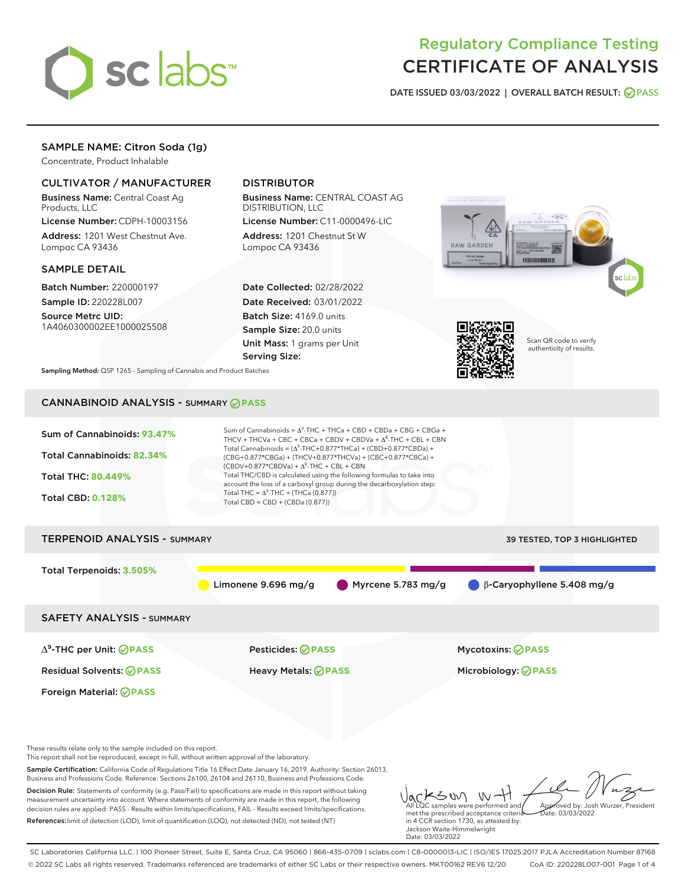# Regulatory Compliance Testing
# CERTIFICATE OF ANALYSIS

**DATE ISSUED 03/03/2022 | OVERALL BATCH RESULT: PASS**

## SAMPLE NAME: Citron Soda (1g)

Concentrate, Product Inhalable

### CULTIVATOR / MANUFACTURER

**Business Name:** Central Coast Ag Products, LLC

**License Number:** CDPH-10003156

**Address:** 1201 West Chestnut Ave. Lompoc CA 93436

### DISTRIBUTOR

**Business Name:** CENTRAL COAST AG DISTRIBUTION, LLC

**License Number:** C11-0000496-LIC

**Address:** 1201 Chestnut St W Lompoc CA 93436

### SAMPLE DETAIL

**Batch Number:** 220000197

**Sample ID:** 220228L007

**Source Metrc UID:** 1A4060300002EE1000025508

**Date Collected:** 02/28/2022

**Date Received:** 03/01/2022

**Batch Size:** 4169.0 units

**Sample Size:** 20.0 units

**Unit Mass:** 1 grams per Unit

**Serving Size:**

Scan QR code to verify authenticity of results.

**Sampling Method:** QSP 1265 - Sampling of Cannabis and Product Batches

## CANNABINOID ANALYSIS - SUMMARY PASS

Sum of Cannabinoids: **93.47%**

Total Cannabinoids: **82.34%**

Total THC: **80.449%**

Total CBD: **0.128%**

Sum of Cannabinoids = $\Delta^9$-THC + THCa + CBD + CBDa + CBG + CBGa + THCV + THCVa + CBC + CBCa + CBDV + CBDVa + $\Delta^8$-THC + CBL + CBN

Total Cannabinoids = ($\Delta^9$-THC+0.877*THCa) + (CBD+0.877*CBDa) + (CBG+0.877*CBGa) + (THCV+0.877*THCVa) + (CBC+0.877*CBCa) + (CBDV+0.877*CBDVa) + $\Delta^8$-THC + CBL + CBN

Total THC/CBD is calculated using the following formulas to take into account the loss of a carboxyl group during the decarboxylation step:

Total THC = $\Delta^9$-THC + (THCa (0.877))

Total CBD = CBD + (CBDa (0.877))

## TERPENOID ANALYSIS - SUMMARY

39 TESTED, TOP 3 HIGHLIGHTED

Total Terpenoids: **3.505%**

Limonene 9.696 mg/g | Myrcene 5.783 mg/g | β-Caryophyllene 5.408 mg/g

## SAFETY ANALYSIS - SUMMARY

| | | |
|---|---|---|
| $\Delta^9$-THC per Unit: PASS | Pesticides: PASS | Mycotoxins: PASS |
| Residual Solvents: PASS | Heavy Metals: PASS | Microbiology: PASS |
| Foreign Material: PASS | | |

These results relate only to the sample included on this report.
This report shall not be reproduced, except in full, without written approval of the laboratory.

**Sample Certification:** California Code of Regulations Title 16 Effect Date January 16, 2019. Authority: Section 26013, Business and Professions Code. Reference: Sections 26100, 26104 and 26110, Business and Professions Code.

**Decision Rule:** Statements of conformity (e.g. Pass/Fail) to specifications are made in this report without taking measurement uncertainty into account. Where statements of conformity are made in this report, the following decision rules are applied: PASS - Results within limits/specifications, FAIL - Results exceed limits/specifications.

**References:** limit of detection (LOD), limit of quantification (LOQ), not detected (ND), not tested (NT)

All LQC samples were performed and met the prescribed acceptance criteria in 4 CCR section 1730, as attested by: Jackson Waite-Himmelwright Date: 03/03/2022

Approved by: Josh Wurzer, President Date: 03/03/2022

SC Laboratories California LLC. | 100 Pioneer Street, Suite E, Santa Cruz, CA 95060 | 866-435-0709 | sclabs.com | C8-0000013-LIC | ISO/IES 17025:2017 PJLA Accreditation Number 87168

© 2022 SC Labs all rights reserved. Trademarks referenced are trademarks of either SC Labs or their respective owners. MKT00162 REV6 12/20 CoA ID: 220228L007-001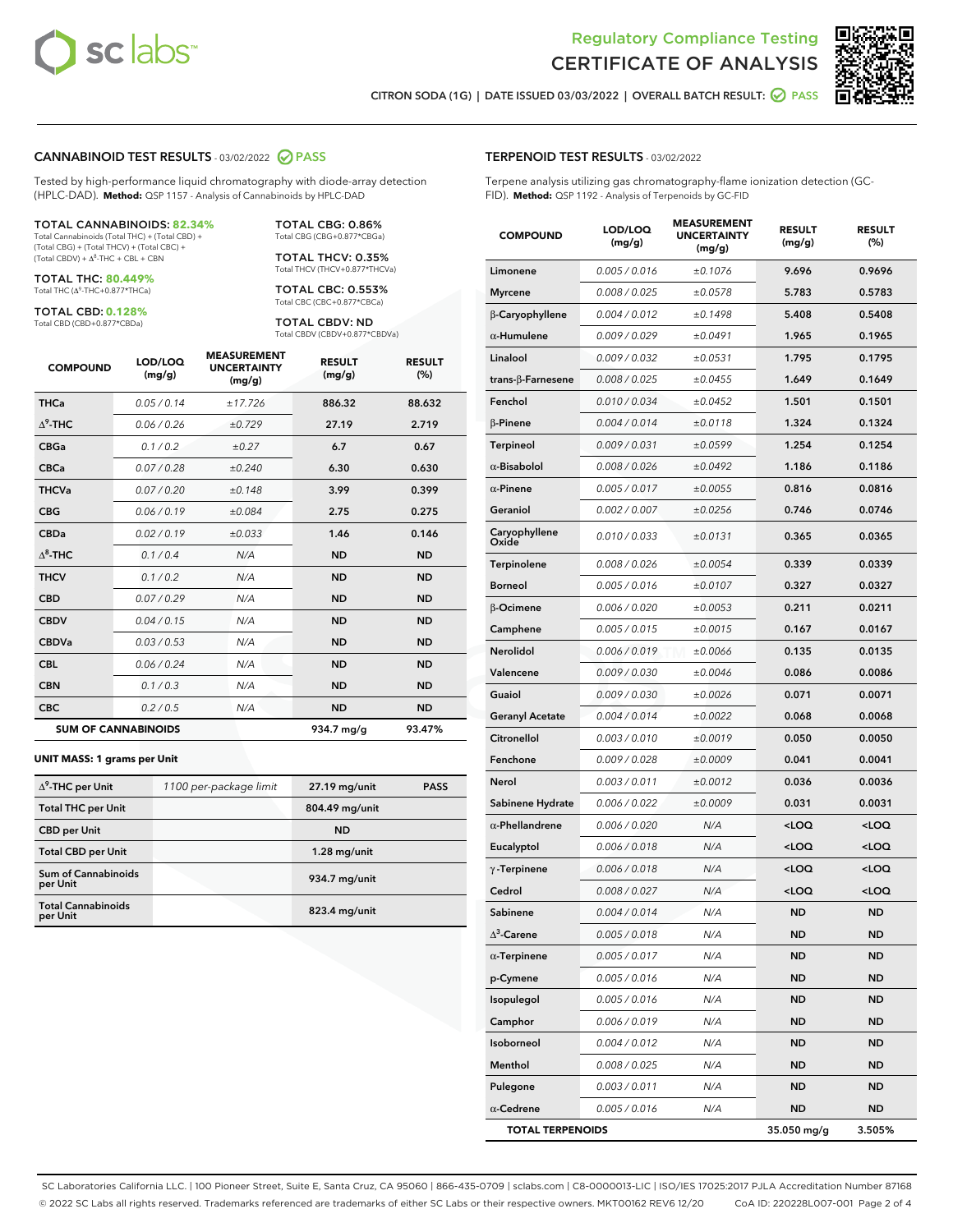Regulatory Compliance Testing
CERTIFICATE OF ANALYSIS

CITRON SODA (1G) | DATE ISSUED 03/03/2022 | OVERALL BATCH RESULT: PASS

## CANNABINOID TEST RESULTS - 03/02/2022 PASS

Tested by high-performance liquid chromatography with diode-array detection (HPLC-DAD). **Method:** QSP 1157 - Analysis of Cannabinoids by HPLC-DAD

**TOTAL CANNABINOIDS: 82.34%**
Total Cannabinoids (Total THC) + (Total CBD) + (Total CBG) + (Total THCV) + (Total CBC) + (Total CBDV) + $\Delta^8$-THC + CBL + CBN

**TOTAL THC: 80.449%**
Total THC ($\Delta^9$-THC+0.877*THCa)

**TOTAL CBD: 0.128%**
Total CBD (CBD+0.877*CBDa)

**TOTAL CBG: 0.86%**
Total CBG (CBG+0.877*CBGa)

**TOTAL THCV: 0.35%**
Total THCV (THCV+0.877*THCVa)

**TOTAL CBC: 0.553%**
Total CBC (CBC+0.877*CBCa)

**TOTAL CBDV: ND**
Total CBDV (CBDV+0.877*CBDVa)

| COMPOUND | LOD/LOQ (mg/g) | MEASUREMENT UNCERTAINTY (mg/g) | RESULT (mg/g) | RESULT (%) |
|---|---|---|---|---|
| THCa | 0.05 / 0.14 | ±17.726 | 886.32 | 88.632 |
| $\Delta^9$-THC | 0.06 / 0.26 | ±0.729 | 27.19 | 2.719 |
| CBGa | 0.1 / 0.2 | ±0.27 | 6.7 | 0.67 |
| CBCa | 0.07 / 0.28 | ±0.240 | 6.30 | 0.630 |
| THCVa | 0.07 / 0.20 | ±0.148 | 3.99 | 0.399 |
| CBG | 0.06 / 0.19 | ±0.084 | 2.75 | 0.275 |
| CBDa | 0.02 / 0.19 | ±0.033 | 1.46 | 0.146 |
| $\Delta^8$-THC | 0.1 / 0.4 | N/A | ND | ND |
| THCV | 0.1 / 0.2 | N/A | ND | ND |
| CBD | 0.07 / 0.29 | N/A | ND | ND |
| CBDV | 0.04 / 0.15 | N/A | ND | ND |
| CBDVa | 0.03 / 0.53 | N/A | ND | ND |
| CBL | 0.06 / 0.24 | N/A | ND | ND |
| CBN | 0.1 / 0.3 | N/A | ND | ND |
| CBC | 0.2 / 0.5 | N/A | ND | ND |
| **SUM OF CANNABINOIDS** | | | 934.7 mg/g | 93.47% |

**UNIT MASS: 1 grams per Unit**

| | | | |
|---|---|---|---|
| $\Delta^9$-THC per Unit | 1100 per-package limit | 27.19 mg/unit | PASS |
| Total THC per Unit | | 804.49 mg/unit | |
| CBD per Unit | | ND | |
| Total CBD per Unit | | 1.28 mg/unit | |
| Sum of Cannabinoids per Unit | | 934.7 mg/unit | |
| Total Cannabinoids per Unit | | 823.4 mg/unit | |

## TERPENOID TEST RESULTS - 03/02/2022

Terpene analysis utilizing gas chromatography-flame ionization detection (GC-FID). **Method:** QSP 1192 - Analysis of Terpenoids by GC-FID

| COMPOUND | LOD/LOQ (mg/g) | MEASUREMENT UNCERTAINTY (mg/g) | RESULT (mg/g) | RESULT (%) |
|---|---|---|---|---|
| Limonene | 0.005 / 0.016 | ±0.1076 | 9.696 | 0.9696 |
| Myrcene | 0.008 / 0.025 | ±0.0578 | 5.783 | 0.5783 |
| β-Caryophyllene | 0.004 / 0.012 | ±0.1498 | 5.408 | 0.5408 |
| α-Humulene | 0.009 / 0.029 | ±0.0491 | 1.965 | 0.1965 |
| Linalool | 0.009 / 0.032 | ±0.0531 | 1.795 | 0.1795 |
| trans-β-Farnesene | 0.008 / 0.025 | ±0.0455 | 1.649 | 0.1649 |
| Fenchol | 0.010 / 0.034 | ±0.0452 | 1.501 | 0.1501 |
| β-Pinene | 0.004 / 0.014 | ±0.0118 | 1.324 | 0.1324 |
| Terpineol | 0.009 / 0.031 | ±0.0599 | 1.254 | 0.1254 |
| α-Bisabolol | 0.008 / 0.026 | ±0.0492 | 1.186 | 0.1186 |
| α-Pinene | 0.005 / 0.017 | ±0.0055 | 0.816 | 0.0816 |
| Geraniol | 0.002 / 0.007 | ±0.0256 | 0.746 | 0.0746 |
| Caryophyllene Oxide | 0.010 / 0.033 | ±0.0131 | 0.365 | 0.0365 |
| Terpinolene | 0.008 / 0.026 | ±0.0054 | 0.339 | 0.0339 |
| Borneol | 0.005 / 0.016 | ±0.0107 | 0.327 | 0.0327 |
| β-Ocimene | 0.006 / 0.020 | ±0.0053 | 0.211 | 0.0211 |
| Camphene | 0.005 / 0.015 | ±0.0015 | 0.167 | 0.0167 |
| Nerolidol | 0.006 / 0.019 | ±0.0066 | 0.135 | 0.0135 |
| Valencene | 0.009 / 0.030 | ±0.0046 | 0.086 | 0.0086 |
| Guaiol | 0.009 / 0.030 | ±0.0026 | 0.071 | 0.0071 |
| Geranyl Acetate | 0.004 / 0.014 | ±0.0022 | 0.068 | 0.0068 |
| Citronellol | 0.003 / 0.010 | ±0.0019 | 0.050 | 0.0050 |
| Fenchone | 0.009 / 0.028 | ±0.0009 | 0.041 | 0.0041 |
| Nerol | 0.003 / 0.011 | ±0.0012 | 0.036 | 0.0036 |
| Sabinene Hydrate | 0.006 / 0.022 | ±0.0009 | 0.031 | 0.0031 |
| α-Phellandrene | 0.006 / 0.020 | N/A | <LOQ | <LOQ |
| Eucalyptol | 0.006 / 0.018 | N/A | <LOQ | <LOQ |
| γ-Terpinene | 0.006 / 0.018 | N/A | <LOQ | <LOQ |
| Cedrol | 0.008 / 0.027 | N/A | <LOQ | <LOQ |
| Sabinene | 0.004 / 0.014 | N/A | ND | ND |
| $\Delta^3$-Carene | 0.005 / 0.018 | N/A | ND | ND |
| α-Terpinene | 0.005 / 0.017 | N/A | ND | ND |
| p-Cymene | 0.005 / 0.016 | N/A | ND | ND |
| Isopulegol | 0.005 / 0.016 | N/A | ND | ND |
| Camphor | 0.006 / 0.019 | N/A | ND | ND |
| Isoborneol | 0.004 / 0.012 | N/A | ND | ND |
| Menthol | 0.008 / 0.025 | N/A | ND | ND |
| Pulegone | 0.003 / 0.011 | N/A | ND | ND |
| α-Cedrene | 0.005 / 0.016 | N/A | ND | ND |
| **TOTAL TERPENOIDS** | | | 35.050 mg/g | 3.505% |

SC Laboratories California LLC. | 100 Pioneer Street, Suite E, Santa Cruz, CA 95060 | 866-435-0709 | sclabs.com | C8-0000013-LIC | ISO/IES 17025:2017 PJLA Accreditation Number 87168
© 2022 SC Labs all rights reserved. Trademarks referenced are trademarks of either SC Labs or their respective owners. MKT00162 REV6 12/20 CoA ID: 220228L007-001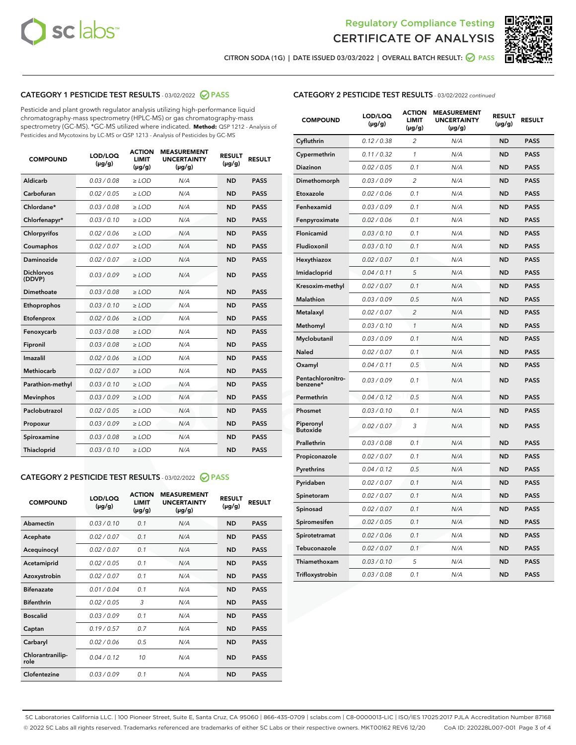Regulatory Compliance Testing
CERTIFICATE OF ANALYSIS

CITRON SODA (1G) | DATE ISSUED 03/03/2022 | OVERALL BATCH RESULT: PASS

## CATEGORY 1 PESTICIDE TEST RESULTS - 03/02/2022 PASS

Pesticide and plant growth regulator analysis utilizing high-performance liquid chromatography-mass spectrometry (HPLC-MS) or gas chromatography-mass spectrometry (GC-MS). *GC-MS utilized where indicated. **Method:** QSP 1212 - Analysis of Pesticides and Mycotoxins by LC-MS or QSP 1213 - Analysis of Pesticides by GC-MS

| COMPOUND | LOD/LOQ (µg/g) | ACTION LIMIT (µg/g) | MEASUREMENT UNCERTAINTY (µg/g) | RESULT (µg/g) | RESULT |
|---|---|---|---|---|---|
| Aldicarb | 0.03 / 0.08 | ≥ LOD | N/A | ND | PASS |
| Carbofuran | 0.02 / 0.05 | ≥ LOD | N/A | ND | PASS |
| Chlordane* | 0.03 / 0.08 | ≥ LOD | N/A | ND | PASS |
| Chlorfenapyr* | 0.03 / 0.10 | ≥ LOD | N/A | ND | PASS |
| Chlorpyrifos | 0.02 / 0.06 | ≥ LOD | N/A | ND | PASS |
| Coumaphos | 0.02 / 0.07 | ≥ LOD | N/A | ND | PASS |
| Daminozide | 0.02 / 0.07 | ≥ LOD | N/A | ND | PASS |
| Dichlorvos (DDVP) | 0.03 / 0.09 | ≥ LOD | N/A | ND | PASS |
| Dimethoate | 0.03 / 0.08 | ≥ LOD | N/A | ND | PASS |
| Ethoprophos | 0.03 / 0.10 | ≥ LOD | N/A | ND | PASS |
| Etofenprox | 0.02 / 0.06 | ≥ LOD | N/A | ND | PASS |
| Fenoxycarb | 0.03 / 0.08 | ≥ LOD | N/A | ND | PASS |
| Fipronil | 0.03 / 0.08 | ≥ LOD | N/A | ND | PASS |
| Imazalil | 0.02 / 0.06 | ≥ LOD | N/A | ND | PASS |
| Methiocarb | 0.02 / 0.07 | ≥ LOD | N/A | ND | PASS |
| Parathion-methyl | 0.03 / 0.10 | ≥ LOD | N/A | ND | PASS |
| Mevinphos | 0.03 / 0.09 | ≥ LOD | N/A | ND | PASS |
| Paclobutrazol | 0.02 / 0.05 | ≥ LOD | N/A | ND | PASS |
| Propoxur | 0.03 / 0.09 | ≥ LOD | N/A | ND | PASS |
| Spiroxamine | 0.03 / 0.08 | ≥ LOD | N/A | ND | PASS |
| Thiacloprid | 0.03 / 0.10 | ≥ LOD | N/A | ND | PASS |

## CATEGORY 2 PESTICIDE TEST RESULTS - 03/02/2022 PASS

| COMPOUND | LOD/LOQ (µg/g) | ACTION LIMIT (µg/g) | MEASUREMENT UNCERTAINTY (µg/g) | RESULT (µg/g) | RESULT |
|---|---|---|---|---|---|
| Abamectin | 0.03 / 0.10 | 0.1 | N/A | ND | PASS |
| Acephate | 0.02 / 0.07 | 0.1 | N/A | ND | PASS |
| Acequinocyl | 0.02 / 0.07 | 0.1 | N/A | ND | PASS |
| Acetamiprid | 0.02 / 0.05 | 0.1 | N/A | ND | PASS |
| Azoxystrobin | 0.02 / 0.07 | 0.1 | N/A | ND | PASS |
| Bifenazate | 0.01 / 0.04 | 0.1 | N/A | ND | PASS |
| Bifenthrin | 0.02 / 0.05 | 3 | N/A | ND | PASS |
| Boscalid | 0.03 / 0.09 | 0.1 | N/A | ND | PASS |
| Captan | 0.19 / 0.57 | 0.7 | N/A | ND | PASS |
| Carbaryl | 0.02 / 0.06 | 0.5 | N/A | ND | PASS |
| Chlorantraniliprole | 0.04 / 0.12 | 10 | N/A | ND | PASS |
| Clofentezine | 0.03 / 0.09 | 0.1 | N/A | ND | PASS |
| Cyfluthrin | 0.12 / 0.38 | 2 | N/A | ND | PASS |
| Cypermethrin | 0.11 / 0.32 | 1 | N/A | ND | PASS |
| Diazinon | 0.02 / 0.05 | 0.1 | N/A | ND | PASS |
| Dimethomorph | 0.03 / 0.09 | 2 | N/A | ND | PASS |
| Etoxazole | 0.02 / 0.06 | 0.1 | N/A | ND | PASS |
| Fenhexamid | 0.03 / 0.09 | 0.1 | N/A | ND | PASS |
| Fenpyroximate | 0.02 / 0.06 | 0.1 | N/A | ND | PASS |
| Flonicamid | 0.03 / 0.10 | 0.1 | N/A | ND | PASS |
| Fludioxonil | 0.03 / 0.10 | 0.1 | N/A | ND | PASS |
| Hexythiazox | 0.02 / 0.07 | 0.1 | N/A | ND | PASS |
| Imidacloprid | 0.04 / 0.11 | 5 | N/A | ND | PASS |
| Kresoxim-methyl | 0.02 / 0.07 | 0.1 | N/A | ND | PASS |
| Malathion | 0.03 / 0.09 | 0.5 | N/A | ND | PASS |
| Metalaxyl | 0.02 / 0.07 | 2 | N/A | ND | PASS |
| Methomyl | 0.03 / 0.10 | 1 | N/A | ND | PASS |
| Myclobutanil | 0.03 / 0.09 | 0.1 | N/A | ND | PASS |
| Naled | 0.02 / 0.07 | 0.1 | N/A | ND | PASS |
| Oxamyl | 0.04 / 0.11 | 0.5 | N/A | ND | PASS |
| Pentachloronitrobenzene* | 0.03 / 0.09 | 0.1 | N/A | ND | PASS |
| Permethrin | 0.04 / 0.12 | 0.5 | N/A | ND | PASS |
| Phosmet | 0.03 / 0.10 | 0.1 | N/A | ND | PASS |
| Piperonyl Butoxide | 0.02 / 0.07 | 3 | N/A | ND | PASS |
| Prallethrin | 0.03 / 0.08 | 0.1 | N/A | ND | PASS |
| Propiconazole | 0.02 / 0.07 | 0.1 | N/A | ND | PASS |
| Pyrethrins | 0.04 / 0.12 | 0.5 | N/A | ND | PASS |
| Pyridaben | 0.02 / 0.07 | 0.1 | N/A | ND | PASS |
| Spinetoram | 0.02 / 0.07 | 0.1 | N/A | ND | PASS |
| Spinosad | 0.02 / 0.07 | 0.1 | N/A | ND | PASS |
| Spiromesifen | 0.02 / 0.05 | 0.1 | N/A | ND | PASS |
| Spirotetramat | 0.02 / 0.06 | 0.1 | N/A | ND | PASS |
| Tebuconazole | 0.02 / 0.07 | 0.1 | N/A | ND | PASS |
| Thiamethoxam | 0.03 / 0.10 | 5 | N/A | ND | PASS |
| Trifloxystrobin | 0.03 / 0.08 | 0.1 | N/A | ND | PASS |

SC Laboratories California LLC. | 100 Pioneer Street, Suite E, Santa Cruz, CA 95060 | 866-435-0709 | sclabs.com | C8-0000013-LIC | ISO/IES 17025:2017 PJLA Accreditation Number 87168
© 2022 SC Labs all rights reserved. Trademarks referenced are trademarks of either SC Labs or their respective owners. MKT00162 REV6 12/20 CoA ID: 220228L007-001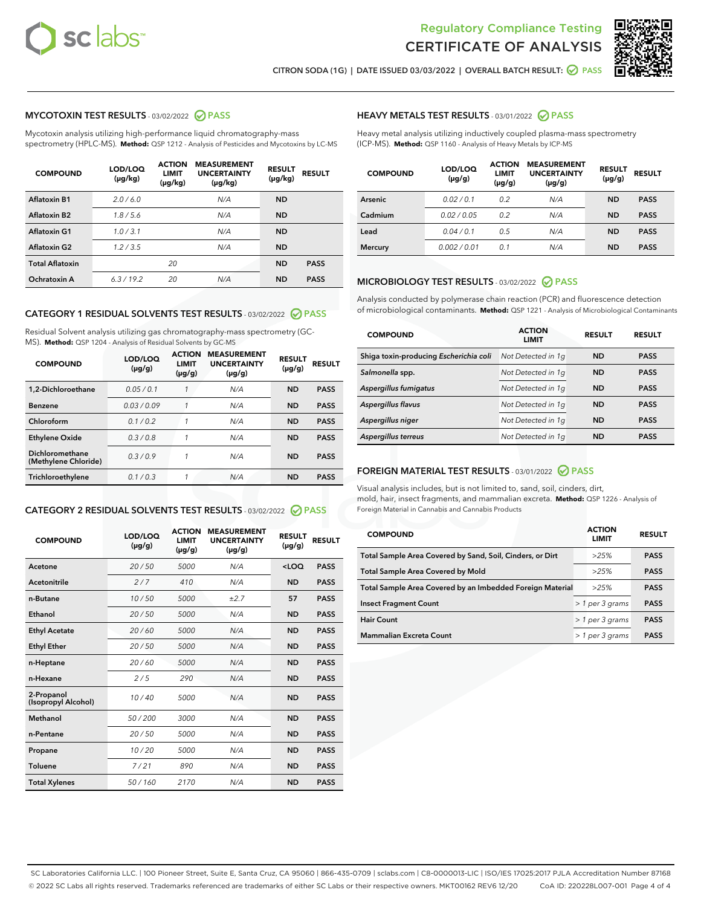Regulatory Compliance Testing
# CERTIFICATE OF ANALYSIS

CITRON SODA (1G) | DATE ISSUED 03/03/2022 | OVERALL BATCH RESULT: PASS

## MYCOTOXIN TEST RESULTS - 03/02/2022 PASS

Mycotoxin analysis utilizing high-performance liquid chromatography-mass spectrometry (HPLC-MS). **Method:** QSP 1212 - Analysis of Pesticides and Mycotoxins by LC-MS

| COMPOUND | LOD/LOQ (µg/kg) | ACTION LIMIT (µg/kg) | MEASUREMENT UNCERTAINTY (µg/kg) | RESULT (µg/kg) | RESULT |
|---|---|---|---|---|---|
| Aflatoxin B1 | 2.0 / 6.0 | | N/A | ND | |
| Aflatoxin B2 | 1.8 / 5.6 | | N/A | ND | |
| Aflatoxin G1 | 1.0 / 3.1 | | N/A | ND | |
| Aflatoxin G2 | 1.2 / 3.5 | | N/A | ND | |
| Total Aflatoxin | | 20 | | ND | PASS |
| Ochratoxin A | 6.3 / 19.2 | 20 | N/A | ND | PASS |

## CATEGORY 1 RESIDUAL SOLVENTS TEST RESULTS - 03/02/2022 PASS

Residual Solvent analysis utilizing gas chromatography-mass spectrometry (GC-MS). **Method:** QSP 1204 - Analysis of Residual Solvents by GC-MS

| COMPOUND | LOD/LOQ (µg/g) | ACTION LIMIT (µg/g) | MEASUREMENT UNCERTAINTY (µg/g) | RESULT (µg/g) | RESULT |
|---|---|---|---|---|---|
| 1,2-Dichloroethane | 0.05 / 0.1 | 1 | N/A | ND | PASS |
| Benzene | 0.03 / 0.09 | 1 | N/A | ND | PASS |
| Chloroform | 0.1 / 0.2 | 1 | N/A | ND | PASS |
| Ethylene Oxide | 0.3 / 0.8 | 1 | N/A | ND | PASS |
| Dichloromethane (Methylene Chloride) | 0.3 / 0.9 | 1 | N/A | ND | PASS |
| Trichloroethylene | 0.1 / 0.3 | 1 | N/A | ND | PASS |

## CATEGORY 2 RESIDUAL SOLVENTS TEST RESULTS - 03/02/2022 PASS

| COMPOUND | LOD/LOQ (µg/g) | ACTION LIMIT (µg/g) | MEASUREMENT UNCERTAINTY (µg/g) | RESULT (µg/g) | RESULT |
|---|---|---|---|---|---|
| Acetone | 20 / 50 | 5000 | N/A | <LOQ | PASS |
| Acetonitrile | 2 / 7 | 410 | N/A | ND | PASS |
| n-Butane | 10 / 50 | 5000 | ±2.7 | 57 | PASS |
| Ethanol | 20 / 50 | 5000 | N/A | ND | PASS |
| Ethyl Acetate | 20 / 60 | 5000 | N/A | ND | PASS |
| Ethyl Ether | 20 / 50 | 5000 | N/A | ND | PASS |
| n-Heptane | 20 / 60 | 5000 | N/A | ND | PASS |
| n-Hexane | 2 / 5 | 290 | N/A | ND | PASS |
| 2-Propanol (Isopropyl Alcohol) | 10 / 40 | 5000 | N/A | ND | PASS |
| Methanol | 50 / 200 | 3000 | N/A | ND | PASS |
| n-Pentane | 20 / 50 | 5000 | N/A | ND | PASS |
| Propane | 10 / 20 | 5000 | N/A | ND | PASS |
| Toluene | 7 / 21 | 890 | N/A | ND | PASS |
| Total Xylenes | 50 / 160 | 2170 | N/A | ND | PASS |

## HEAVY METALS TEST RESULTS - 03/01/2022 PASS

Heavy metal analysis utilizing inductively coupled plasma-mass spectrometry (ICP-MS). **Method:** QSP 1160 - Analysis of Heavy Metals by ICP-MS

| COMPOUND | LOD/LOQ (µg/g) | ACTION LIMIT (µg/g) | MEASUREMENT UNCERTAINTY (µg/g) | RESULT (µg/g) | RESULT |
|---|---|---|---|---|---|
| Arsenic | 0.02 / 0.1 | 0.2 | N/A | ND | PASS |
| Cadmium | 0.02 / 0.05 | 0.2 | N/A | ND | PASS |
| Lead | 0.04 / 0.1 | 0.5 | N/A | ND | PASS |
| Mercury | 0.002 / 0.01 | 0.1 | N/A | ND | PASS |

## MICROBIOLOGY TEST RESULTS - 03/02/2022 PASS

Analysis conducted by polymerase chain reaction (PCR) and fluorescence detection of microbiological contaminants. **Method:** QSP 1221 - Analysis of Microbiological Contaminants

| COMPOUND | ACTION LIMIT | RESULT | RESULT |
|---|---|---|---|
| Shiga toxin-producing *Escherichia coli* | Not Detected in 1g | ND | PASS |
| *Salmonella* spp. | Not Detected in 1g | ND | PASS |
| *Aspergillus fumigatus* | Not Detected in 1g | ND | PASS |
| *Aspergillus flavus* | Not Detected in 1g | ND | PASS |
| *Aspergillus niger* | Not Detected in 1g | ND | PASS |
| *Aspergillus terreus* | Not Detected in 1g | ND | PASS |

## FOREIGN MATERIAL TEST RESULTS - 03/01/2022 PASS

Visual analysis includes, but is not limited to, sand, soil, cinders, dirt, mold, hair, insect fragments, and mammalian excreta. **Method:** QSP 1226 - Analysis of Foreign Material in Cannabis and Cannabis Products

| COMPOUND | ACTION LIMIT | RESULT |
|---|---|---|
| Total Sample Area Covered by Sand, Soil, Cinders, or Dirt | >25% | PASS |
| Total Sample Area Covered by Mold | >25% | PASS |
| Total Sample Area Covered by an Imbedded Foreign Material | >25% | PASS |
| Insect Fragment Count | > 1 per 3 grams | PASS |
| Hair Count | > 1 per 3 grams | PASS |
| Mammalian Excreta Count | > 1 per 3 grams | PASS |

SC Laboratories California LLC. | 100 Pioneer Street, Suite E, Santa Cruz, CA 95060 | 866-435-0709 | sclabs.com | C8-0000013-LIC | ISO/IES 17025:2017 PJLA Accreditation Number 87168
© 2022 SC Labs all rights reserved. Trademarks referenced are trademarks of either SC Labs or their respective owners. MKT00162 REV6 12/20 CoA ID: 220228L007-001